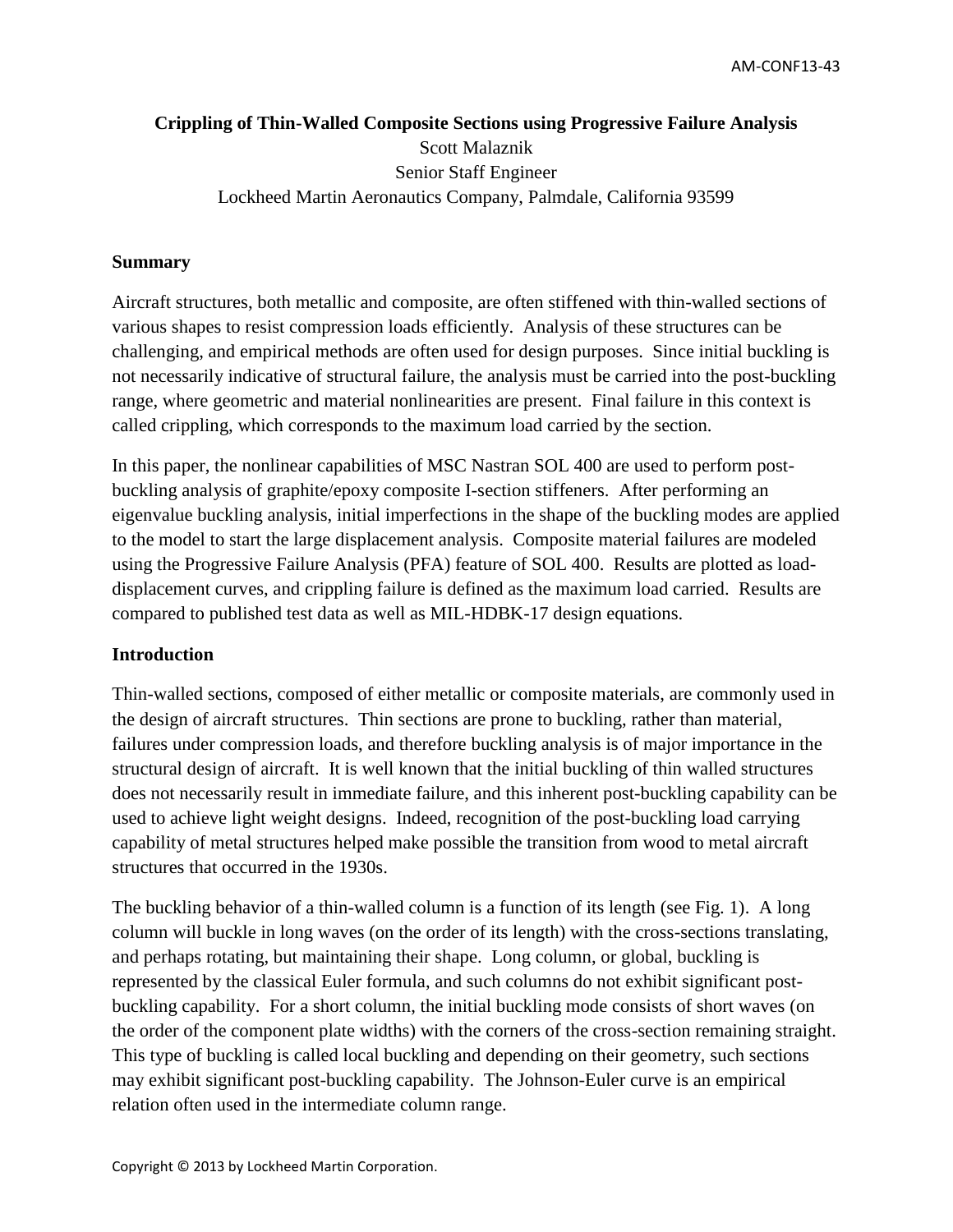# Crippling of Thin-Walled Composite Sections using Progressive Failure Analysis

Scott Malaznik
Senior Staff Engineer
Lockheed Martin Aeronautics Company, Palmdale, California 93599

## Summary

Aircraft structures, both metallic and composite, are often stiffened with thin-walled sections of various shapes to resist compression loads efficiently. Analysis of these structures can be challenging, and empirical methods are often used for design purposes. Since initial buckling is not necessarily indicative of structural failure, the analysis must be carried into the post-buckling range, where geometric and material nonlinearities are present. Final failure in this context is called crippling, which corresponds to the maximum load carried by the section.

In this paper, the nonlinear capabilities of MSC Nastran SOL 400 are used to perform post-buckling analysis of graphite/epoxy composite I-section stiffeners. After performing an eigenvalue buckling analysis, initial imperfections in the shape of the buckling modes are applied to the model to start the large displacement analysis. Composite material failures are modeled using the Progressive Failure Analysis (PFA) feature of SOL 400. Results are plotted as load-displacement curves, and crippling failure is defined as the maximum load carried. Results are compared to published test data as well as MIL-HDBK-17 design equations.

## Introduction

Thin-walled sections, composed of either metallic or composite materials, are commonly used in the design of aircraft structures. Thin sections are prone to buckling, rather than material, failures under compression loads, and therefore buckling analysis is of major importance in the structural design of aircraft. It is well known that the initial buckling of thin walled structures does not necessarily result in immediate failure, and this inherent post-buckling capability can be used to achieve light weight designs. Indeed, recognition of the post-buckling load carrying capability of metal structures helped make possible the transition from wood to metal aircraft structures that occurred in the 1930s.

The buckling behavior of a thin-walled column is a function of its length (see Fig. 1). A long column will buckle in long waves (on the order of its length) with the cross-sections translating, and perhaps rotating, but maintaining their shape. Long column, or global, buckling is represented by the classical Euler formula, and such columns do not exhibit significant post-buckling capability. For a short column, the initial buckling mode consists of short waves (on the order of the component plate widths) with the corners of the cross-section remaining straight. This type of buckling is called local buckling and depending on their geometry, such sections may exhibit significant post-buckling capability. The Johnson-Euler curve is an empirical relation often used in the intermediate column range.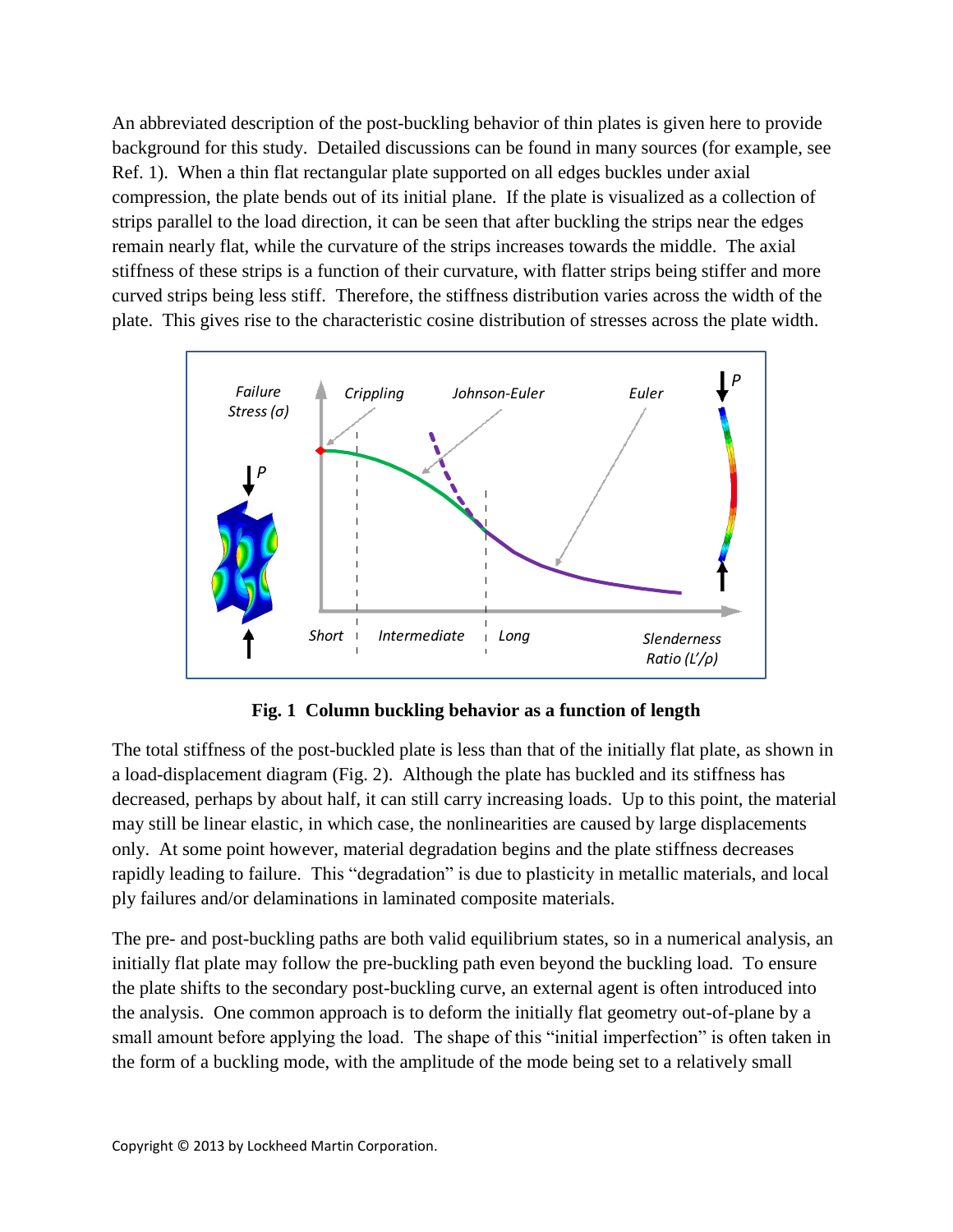An abbreviated description of the post-buckling behavior of thin plates is given here to provide background for this study. Detailed discussions can be found in many sources (for example, see Ref. 1). When a thin flat rectangular plate supported on all edges buckles under axial compression, the plate bends out of its initial plane. If the plate is visualized as a collection of strips parallel to the load direction, it can be seen that after buckling the strips near the edges remain nearly flat, while the curvature of the strips increases towards the middle. The axial stiffness of these strips is a function of their curvature, with flatter strips being stiffer and more curved strips being less stiff. Therefore, the stiffness distribution varies across the width of the plate. This gives rise to the characteristic cosine distribution of stresses across the plate width.

**Fig. 1 Column buckling behavior as a function of length**

The total stiffness of the post-buckled plate is less than that of the initially flat plate, as shown in a load-displacement diagram (Fig. 2). Although the plate has buckled and its stiffness has decreased, perhaps by about half, it can still carry increasing loads. Up to this point, the material may still be linear elastic, in which case, the nonlinearities are caused by large displacements only. At some point however, material degradation begins and the plate stiffness decreases rapidly leading to failure. This "degradation" is due to plasticity in metallic materials, and local ply failures and/or delaminations in laminated composite materials.

The pre- and post-buckling paths are both valid equilibrium states, so in a numerical analysis, an initially flat plate may follow the pre-buckling path even beyond the buckling load. To ensure the plate shifts to the secondary post-buckling curve, an external agent is often introduced into the analysis. One common approach is to deform the initially flat geometry out-of-plane by a small amount before applying the load. The shape of this "initial imperfection" is often taken in the form of a buckling mode, with the amplitude of the mode being set to a relatively small

Copyright © 2013 by Lockheed Martin Corporation.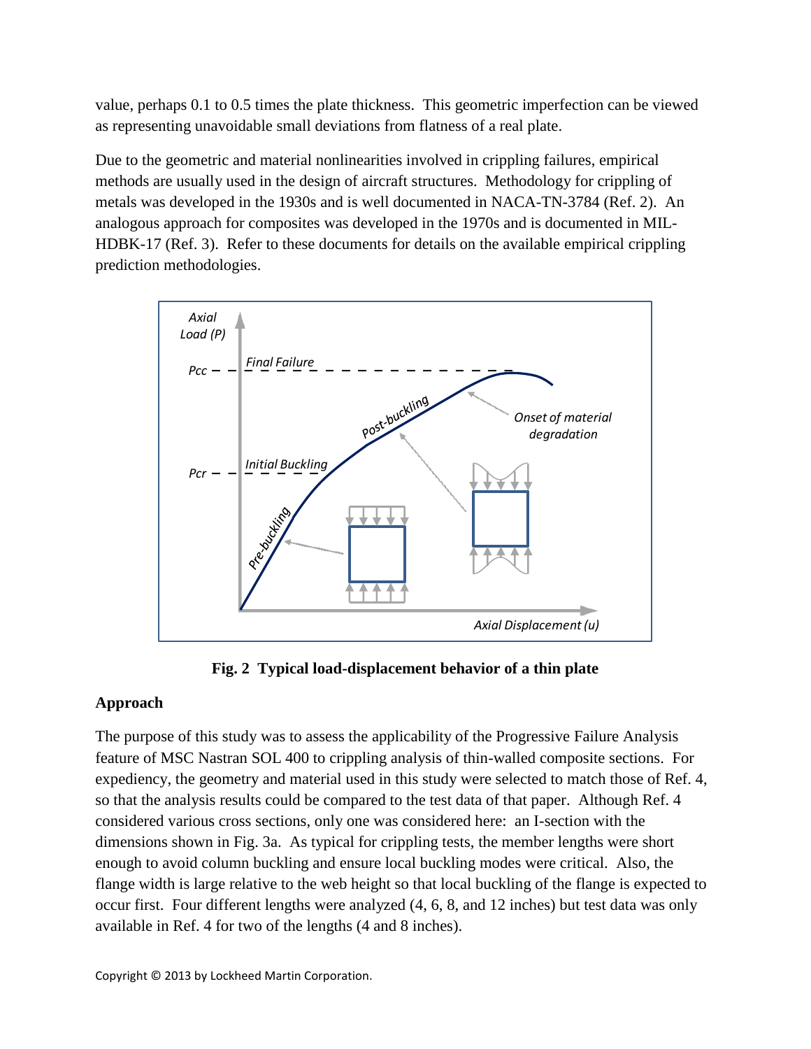value, perhaps 0.1 to 0.5 times the plate thickness. This geometric imperfection can be viewed as representing unavoidable small deviations from flatness of a real plate.

Due to the geometric and material nonlinearities involved in crippling failures, empirical methods are usually used in the design of aircraft structures. Methodology for crippling of metals was developed in the 1930s and is well documented in NACA-TN-3784 (Ref. 2). An analogous approach for composites was developed in the 1970s and is documented in MIL-HDBK-17 (Ref. 3). Refer to these documents for details on the available empirical crippling prediction methodologies.

**Fig. 2 Typical load-displacement behavior of a thin plate**

## Approach

The purpose of this study was to assess the applicability of the Progressive Failure Analysis feature of MSC Nastran SOL 400 to crippling analysis of thin-walled composite sections. For expediency, the geometry and material used in this study were selected to match those of Ref. 4, so that the analysis results could be compared to the test data of that paper. Although Ref. 4 considered various cross sections, only one was considered here: an I-section with the dimensions shown in Fig. 3a. As typical for crippling tests, the member lengths were short enough to avoid column buckling and ensure local buckling modes were critical. Also, the flange width is large relative to the web height so that local buckling of the flange is expected to occur first. Four different lengths were analyzed (4, 6, 8, and 12 inches) but test data was only available in Ref. 4 for two of the lengths (4 and 8 inches).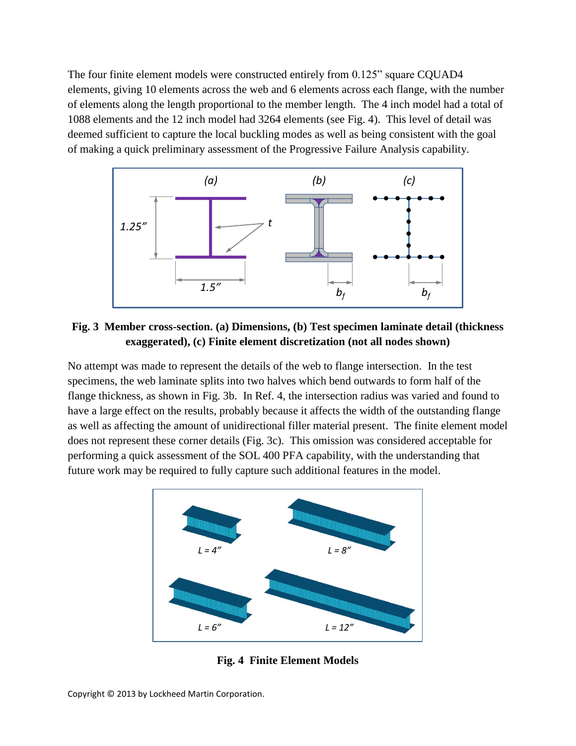The four finite element models were constructed entirely from 0.125" square CQUAD4 elements, giving 10 elements across the web and 6 elements across each flange, with the number of elements along the length proportional to the member length. The 4 inch model had a total of 1088 elements and the 12 inch model had 3264 elements (see Fig. 4). This level of detail was deemed sufficient to capture the local buckling modes as well as being consistent with the goal of making a quick preliminary assessment of the Progressive Failure Analysis capability.

**Fig. 3 Member cross-section. (a) Dimensions, (b) Test specimen laminate detail (thickness exaggerated), (c) Finite element discretization (not all nodes shown)**

No attempt was made to represent the details of the web to flange intersection. In the test specimens, the web laminate splits into two halves which bend outwards to form half of the flange thickness, as shown in Fig. 3b. In Ref. 4, the intersection radius was varied and found to have a large effect on the results, probably because it affects the width of the outstanding flange as well as affecting the amount of unidirectional filler material present. The finite element model does not represent these corner details (Fig. 3c). This omission was considered acceptable for performing a quick assessment of the SOL 400 PFA capability, with the understanding that future work may be required to fully capture such additional features in the model.

**Fig. 4 Finite Element Models**

Copyright © 2013 by Lockheed Martin Corporation.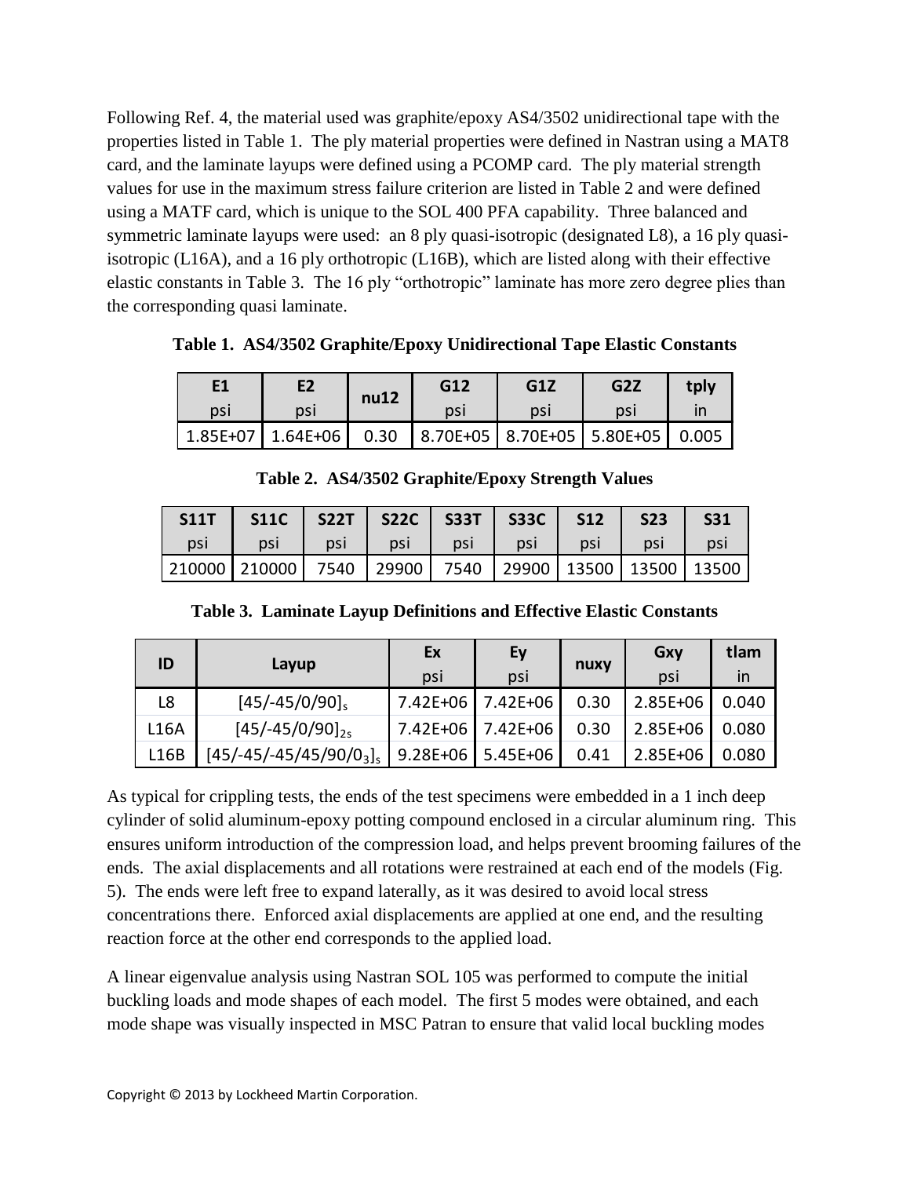Following Ref. 4, the material used was graphite/epoxy AS4/3502 unidirectional tape with the properties listed in Table 1. The ply material properties were defined in Nastran using a MAT8 card, and the laminate layups were defined using a PCOMP card. The ply material strength values for use in the maximum stress failure criterion are listed in Table 2 and were defined using a MATF card, which is unique to the SOL 400 PFA capability. Three balanced and symmetric laminate layups were used: an 8 ply quasi-isotropic (designated L8), a 16 ply quasi-isotropic (L16A), and a 16 ply orthotropic (L16B), which are listed along with their effective elastic constants in Table 3. The 16 ply "orthotropic" laminate has more zero degree plies than the corresponding quasi laminate.

**Table 1. AS4/3502 Graphite/Epoxy Unidirectional Tape Elastic Constants**

| E1 psi | E2 psi | nu12 | G12 psi | G1Z psi | G2Z psi | tply in |
|---|---|---|---|---|---|---|
| 1.85E+07 | 1.64E+06 | 0.30 | 8.70E+05 | 8.70E+05 | 5.80E+05 | 0.005 |

**Table 2. AS4/3502 Graphite/Epoxy Strength Values**

| S11T psi | S11C psi | S22T psi | S22C psi | S33T psi | S33C psi | S12 psi | S23 psi | S31 psi |
|---|---|---|---|---|---|---|---|---|
| 210000 | 210000 | 7540 | 29900 | 7540 | 29900 | 13500 | 13500 | 13500 |

**Table 3. Laminate Layup Definitions and Effective Elastic Constants**

| ID | Layup | Ex psi | Ey psi | nuxy | Gxy psi | tlam in |
|---|---|---|---|---|---|---|
| L8 | $[45/-45/0/90]_s$ | 7.42E+06 | 7.42E+06 | 0.30 | 2.85E+06 | 0.040 |
| L16A | $[45/-45/0/90]_{2s}$ | 7.42E+06 | 7.42E+06 | 0.30 | 2.85E+06 | 0.080 |
| L16B | $[45/-45/-45/45/90/0_3]_s$ | 9.28E+06 | 5.45E+06 | 0.41 | 2.85E+06 | 0.080 |

As typical for crippling tests, the ends of the test specimens were embedded in a 1 inch deep cylinder of solid aluminum-epoxy potting compound enclosed in a circular aluminum ring. This ensures uniform introduction of the compression load, and helps prevent brooming failures of the ends. The axial displacements and all rotations were restrained at each end of the models (Fig. 5). The ends were left free to expand laterally, as it was desired to avoid local stress concentrations there. Enforced axial displacements are applied at one end, and the resulting reaction force at the other end corresponds to the applied load.

A linear eigenvalue analysis using Nastran SOL 105 was performed to compute the initial buckling loads and mode shapes of each model. The first 5 modes were obtained, and each mode shape was visually inspected in MSC Patran to ensure that valid local buckling modes

Copyright © 2013 by Lockheed Martin Corporation.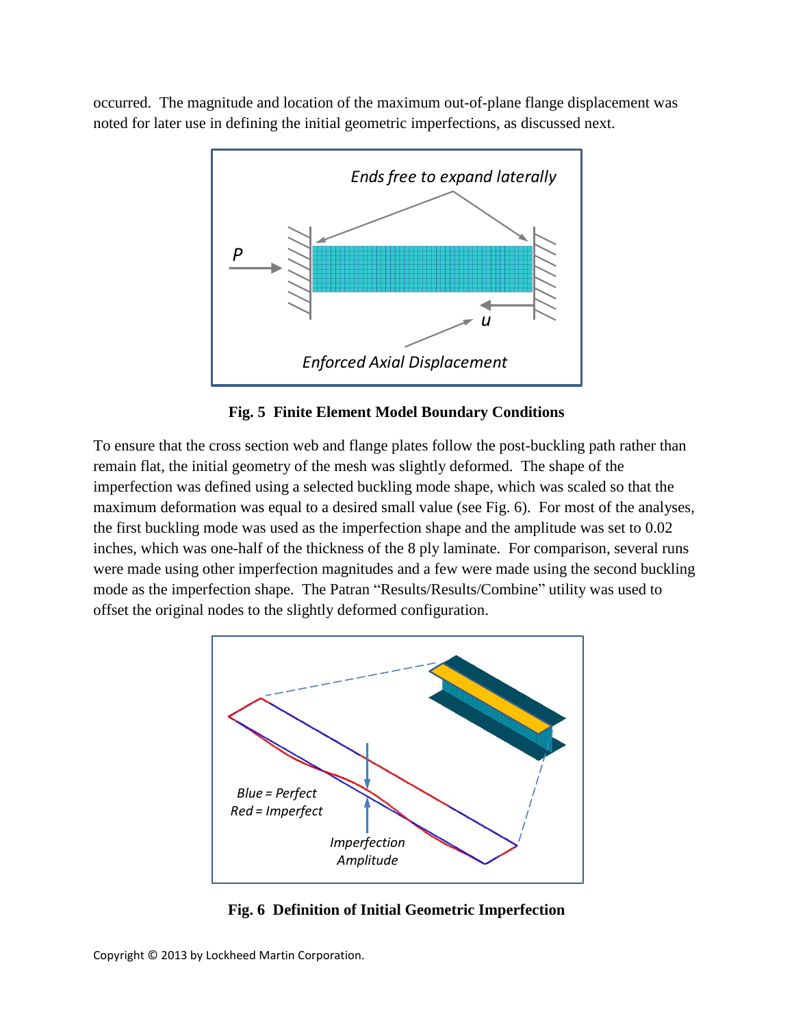occurred. The magnitude and location of the maximum out-of-plane flange displacement was noted for later use in defining the initial geometric imperfections, as discussed next.

**Fig. 5 Finite Element Model Boundary Conditions**

To ensure that the cross section web and flange plates follow the post-buckling path rather than remain flat, the initial geometry of the mesh was slightly deformed. The shape of the imperfection was defined using a selected buckling mode shape, which was scaled so that the maximum deformation was equal to a desired small value (see Fig. 6). For most of the analyses, the first buckling mode was used as the imperfection shape and the amplitude was set to 0.02 inches, which was one-half of the thickness of the 8 ply laminate. For comparison, several runs were made using other imperfection magnitudes and a few were made using the second buckling mode as the imperfection shape. The Patran "Results/Results/Combine" utility was used to offset the original nodes to the slightly deformed configuration.

**Fig. 6 Definition of Initial Geometric Imperfection**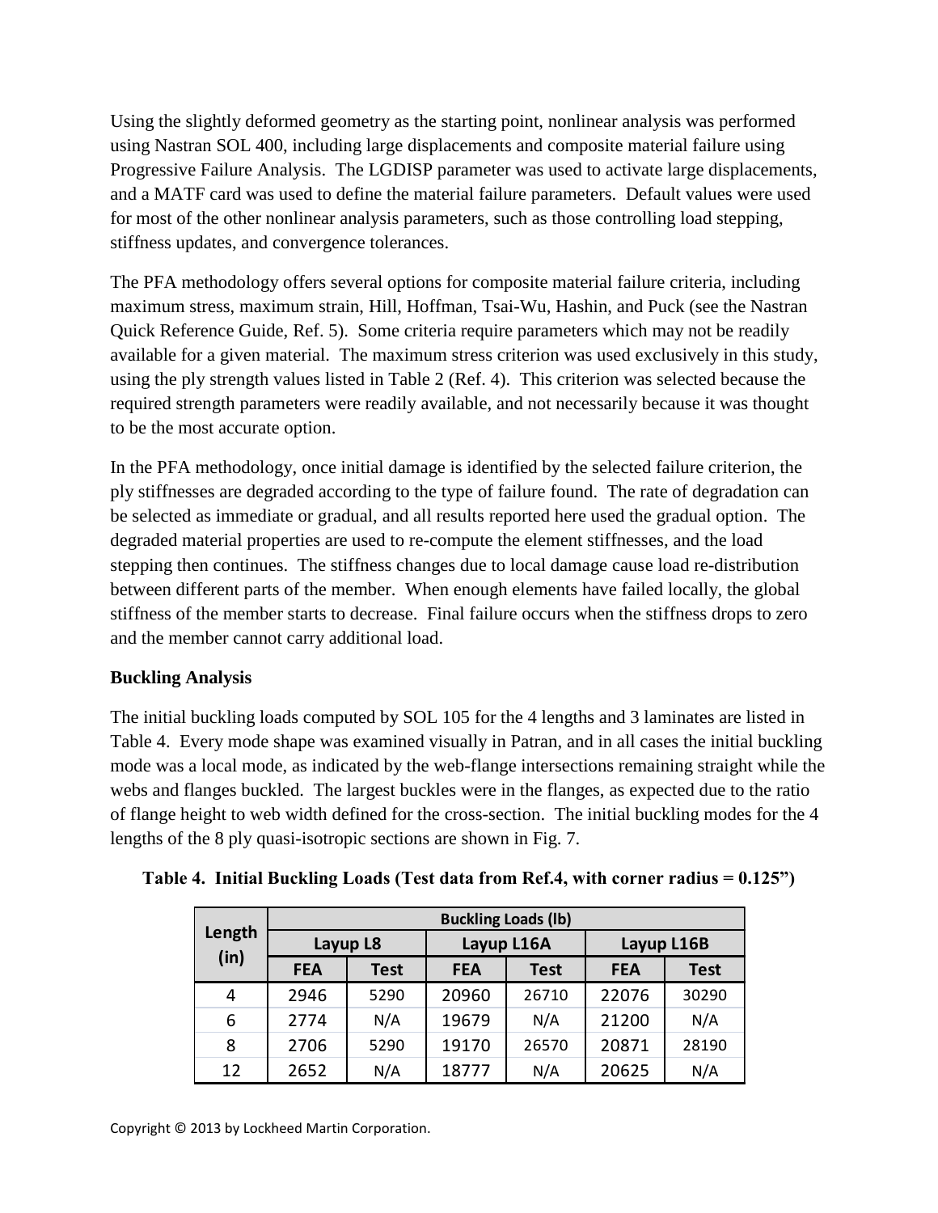Using the slightly deformed geometry as the starting point, nonlinear analysis was performed using Nastran SOL 400, including large displacements and composite material failure using Progressive Failure Analysis. The LGDISP parameter was used to activate large displacements, and a MATF card was used to define the material failure parameters. Default values were used for most of the other nonlinear analysis parameters, such as those controlling load stepping, stiffness updates, and convergence tolerances.

The PFA methodology offers several options for composite material failure criteria, including maximum stress, maximum strain, Hill, Hoffman, Tsai-Wu, Hashin, and Puck (see the Nastran Quick Reference Guide, Ref. 5). Some criteria require parameters which may not be readily available for a given material. The maximum stress criterion was used exclusively in this study, using the ply strength values listed in Table 2 (Ref. 4). This criterion was selected because the required strength parameters were readily available, and not necessarily because it was thought to be the most accurate option.

In the PFA methodology, once initial damage is identified by the selected failure criterion, the ply stiffnesses are degraded according to the type of failure found. The rate of degradation can be selected as immediate or gradual, and all results reported here used the gradual option. The degraded material properties are used to re-compute the element stiffnesses, and the load stepping then continues. The stiffness changes due to local damage cause load re-distribution between different parts of the member. When enough elements have failed locally, the global stiffness of the member starts to decrease. Final failure occurs when the stiffness drops to zero and the member cannot carry additional load.

**Buckling Analysis**

The initial buckling loads computed by SOL 105 for the 4 lengths and 3 laminates are listed in Table 4. Every mode shape was examined visually in Patran, and in all cases the initial buckling mode was a local mode, as indicated by the web-flange intersections remaining straight while the webs and flanges buckled. The largest buckles were in the flanges, as expected due to the ratio of flange height to web width defined for the cross-section. The initial buckling modes for the 4 lengths of the 8 ply quasi-isotropic sections are shown in Fig. 7.

**Table 4. Initial Buckling Loads (Test data from Ref.4, with corner radius = 0.125")**

| Length (in) | Buckling Loads (lb) | | | | | |
|---|---|---|---|---|---|---|
| | Layup L8 | | Layup L16A | | Layup L16B | |
| | FEA | Test | FEA | Test | FEA | Test |
| 4 | 2946 | 5290 | 20960 | 26710 | 22076 | 30290 |
| 6 | 2774 | N/A | 19679 | N/A | 21200 | N/A |
| 8 | 2706 | 5290 | 19170 | 26570 | 20871 | 28190 |
| 12 | 2652 | N/A | 18777 | N/A | 20625 | N/A |

Copyright © 2013 by Lockheed Martin Corporation.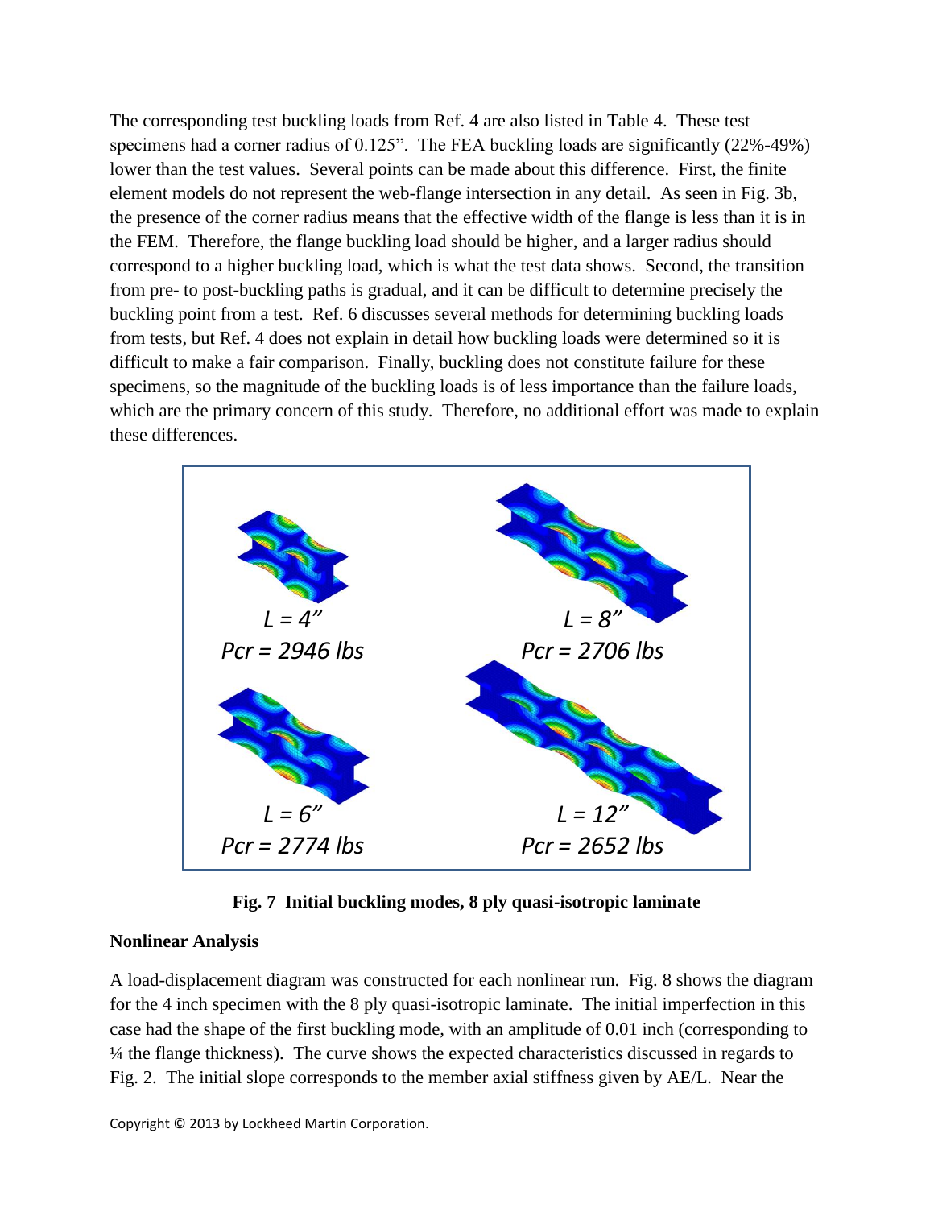The corresponding test buckling loads from Ref. 4 are also listed in Table 4. These test specimens had a corner radius of 0.125”. The FEA buckling loads are significantly (22%-49%) lower than the test values. Several points can be made about this difference. First, the finite element models do not represent the web-flange intersection in any detail. As seen in Fig. 3b, the presence of the corner radius means that the effective width of the flange is less than it is in the FEM. Therefore, the flange buckling load should be higher, and a larger radius should correspond to a higher buckling load, which is what the test data shows. Second, the transition from pre- to post-buckling paths is gradual, and it can be difficult to determine precisely the buckling point from a test. Ref. 6 discusses several methods for determining buckling loads from tests, but Ref. 4 does not explain in detail how buckling loads were determined so it is difficult to make a fair comparison. Finally, buckling does not constitute failure for these specimens, so the magnitude of the buckling loads is of less importance than the failure loads, which are the primary concern of this study. Therefore, no additional effort was made to explain these differences.

*L = 4”*
*Pcr = 2946 lbs*

*L = 8”*
*Pcr = 2706 lbs*

*L = 6”*
*Pcr = 2774 lbs*

*L = 12”*
*Pcr = 2652 lbs*

**Fig. 7 Initial buckling modes, 8 ply quasi-isotropic laminate**

**Nonlinear Analysis**

A load-displacement diagram was constructed for each nonlinear run. Fig. 8 shows the diagram for the 4 inch specimen with the 8 ply quasi-isotropic laminate. The initial imperfection in this case had the shape of the first buckling mode, with an amplitude of 0.01 inch (corresponding to ¼ the flange thickness). The curve shows the expected characteristics discussed in regards to Fig. 2. The initial slope corresponds to the member axial stiffness given by AE/L. Near the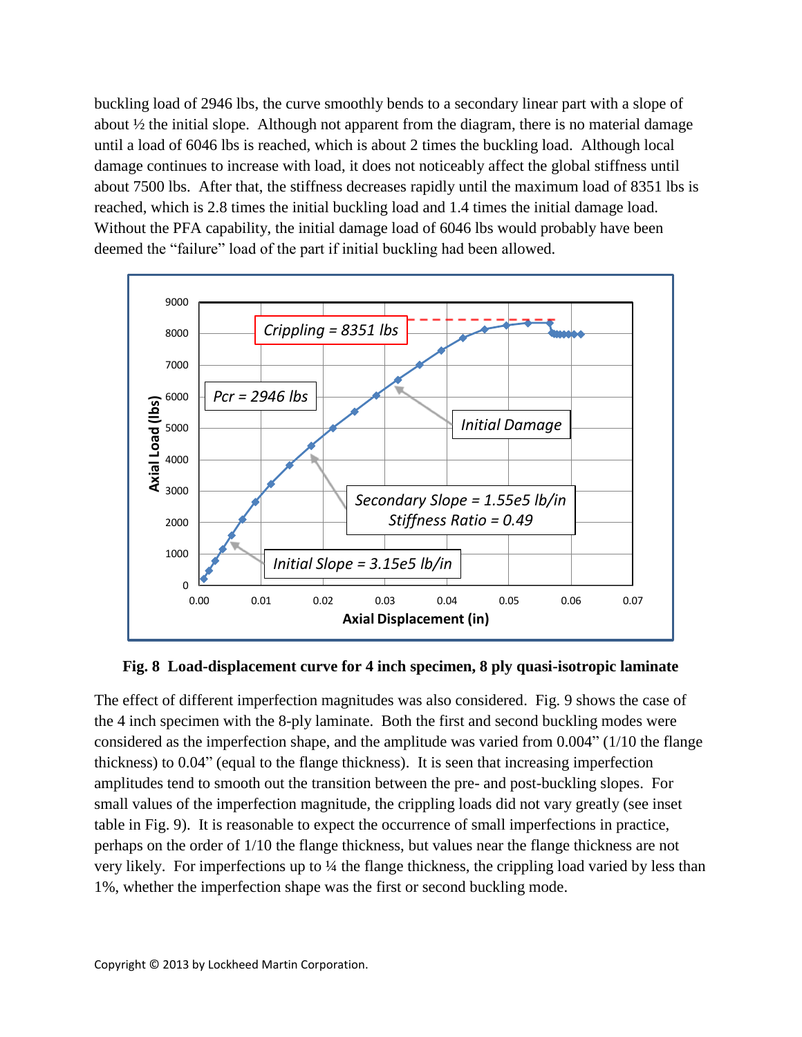buckling load of 2946 lbs, the curve smoothly bends to a secondary linear part with a slope of about ½ the initial slope. Although not apparent from the diagram, there is no material damage until a load of 6046 lbs is reached, which is about 2 times the buckling load. Although local damage continues to increase with load, it does not noticeably affect the global stiffness until about 7500 lbs. After that, the stiffness decreases rapidly until the maximum load of 8351 lbs is reached, which is 2.8 times the initial buckling load and 1.4 times the initial damage load. Without the PFA capability, the initial damage load of 6046 lbs would probably have been deemed the "failure" load of the part if initial buckling had been allowed.

**Fig. 8 Load-displacement curve for 4 inch specimen, 8 ply quasi-isotropic laminate**

The effect of different imperfection magnitudes was also considered. Fig. 9 shows the case of the 4 inch specimen with the 8-ply laminate. Both the first and second buckling modes were considered as the imperfection shape, and the amplitude was varied from 0.004" (1/10 the flange thickness) to 0.04" (equal to the flange thickness). It is seen that increasing imperfection amplitudes tend to smooth out the transition between the pre- and post-buckling slopes. For small values of the imperfection magnitude, the crippling loads did not vary greatly (see inset table in Fig. 9). It is reasonable to expect the occurrence of small imperfections in practice, perhaps on the order of 1/10 the flange thickness, but values near the flange thickness are not very likely. For imperfections up to ¼ the flange thickness, the crippling load varied by less than 1%, whether the imperfection shape was the first or second buckling mode.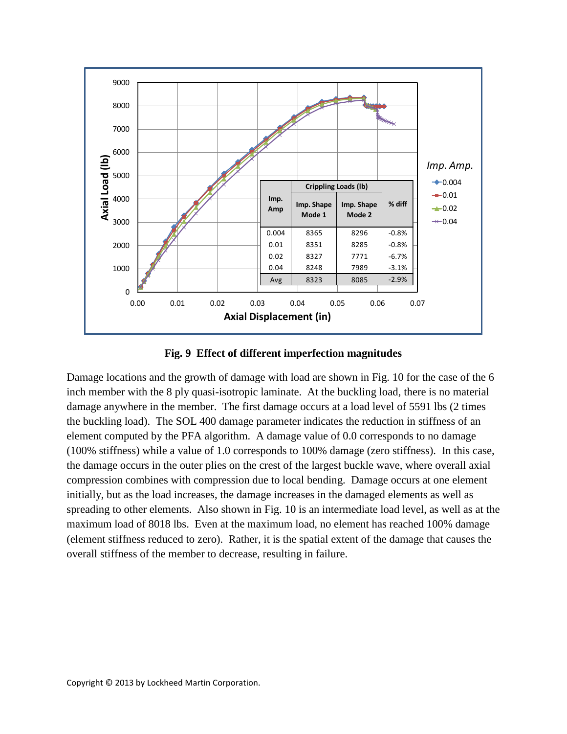| Imp. Amp | Crippling Loads (lb) | | % diff |
|---|---|---|---|
| | Imp. Shape Mode 1 | Imp. Shape Mode 2 | |
| 0.004 | 8365 | 8296 | -0.8% |
| 0.01 | 8351 | 8285 | -0.8% |
| 0.02 | 8327 | 7771 | -6.7% |
| 0.04 | 8248 | 7989 | -3.1% |
| Avg | 8323 | 8085 | -2.9% |

**Fig. 9 Effect of different imperfection magnitudes**

Damage locations and the growth of damage with load are shown in Fig. 10 for the case of the 6 inch member with the 8 ply quasi-isotropic laminate. At the buckling load, there is no material damage anywhere in the member. The first damage occurs at a load level of 5591 lbs (2 times the buckling load). The SOL 400 damage parameter indicates the reduction in stiffness of an element computed by the PFA algorithm. A damage value of 0.0 corresponds to no damage (100% stiffness) while a value of 1.0 corresponds to 100% damage (zero stiffness). In this case, the damage occurs in the outer plies on the crest of the largest buckle wave, where overall axial compression combines with compression due to local bending. Damage occurs at one element initially, but as the load increases, the damage increases in the damaged elements as well as spreading to other elements. Also shown in Fig. 10 is an intermediate load level, as well as at the maximum load of 8018 lbs. Even at the maximum load, no element has reached 100% damage (element stiffness reduced to zero). Rather, it is the spatial extent of the damage that causes the overall stiffness of the member to decrease, resulting in failure.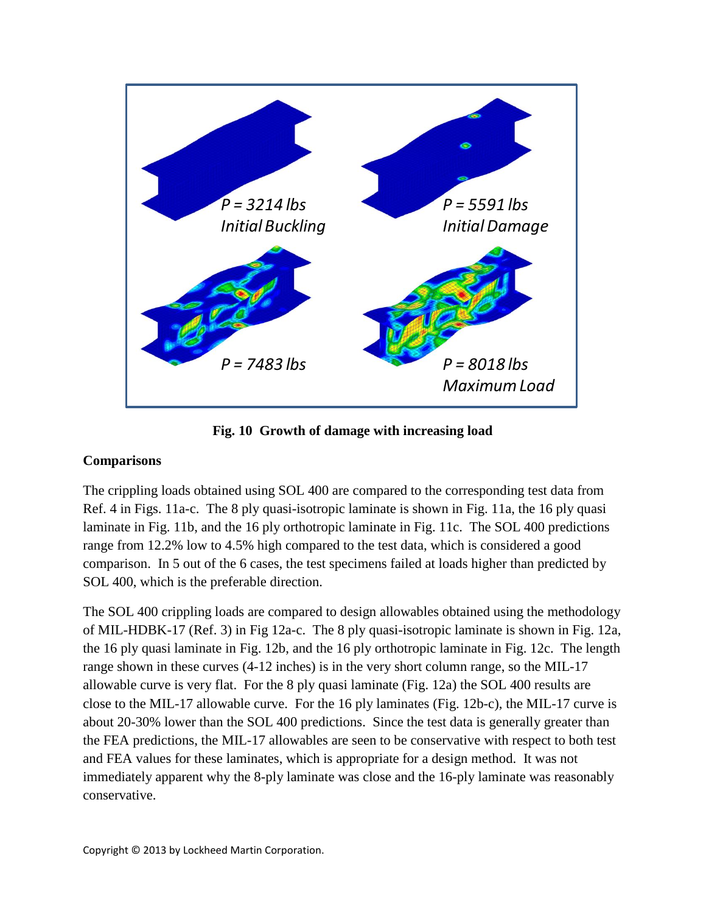P = 3214 lbs
Initial Buckling

P = 5591 lbs
Initial Damage

P = 7483 lbs

P = 8018 lbs
Maximum Load

**Fig. 10 Growth of damage with increasing load**

### Comparisons

The crippling loads obtained using SOL 400 are compared to the corresponding test data from Ref. 4 in Figs. 11a-c. The 8 ply quasi-isotropic laminate is shown in Fig. 11a, the 16 ply quasi laminate in Fig. 11b, and the 16 ply orthotropic laminate in Fig. 11c. The SOL 400 predictions range from 12.2% low to 4.5% high compared to the test data, which is considered a good comparison. In 5 out of the 6 cases, the test specimens failed at loads higher than predicted by SOL 400, which is the preferable direction.

The SOL 400 crippling loads are compared to design allowables obtained using the methodology of MIL-HDBK-17 (Ref. 3) in Fig 12a-c. The 8 ply quasi-isotropic laminate is shown in Fig. 12a, the 16 ply quasi laminate in Fig. 12b, and the 16 ply orthotropic laminate in Fig. 12c. The length range shown in these curves (4-12 inches) is in the very short column range, so the MIL-17 allowable curve is very flat. For the 8 ply quasi laminate (Fig. 12a) the SOL 400 results are close to the MIL-17 allowable curve. For the 16 ply laminates (Fig. 12b-c), the MIL-17 curve is about 20-30% lower than the SOL 400 predictions. Since the test data is generally greater than the FEA predictions, the MIL-17 allowables are seen to be conservative with respect to both test and FEA values for these laminates, which is appropriate for a design method. It was not immediately apparent why the 8-ply laminate was close and the 16-ply laminate was reasonably conservative.

Copyright © 2013 by Lockheed Martin Corporation.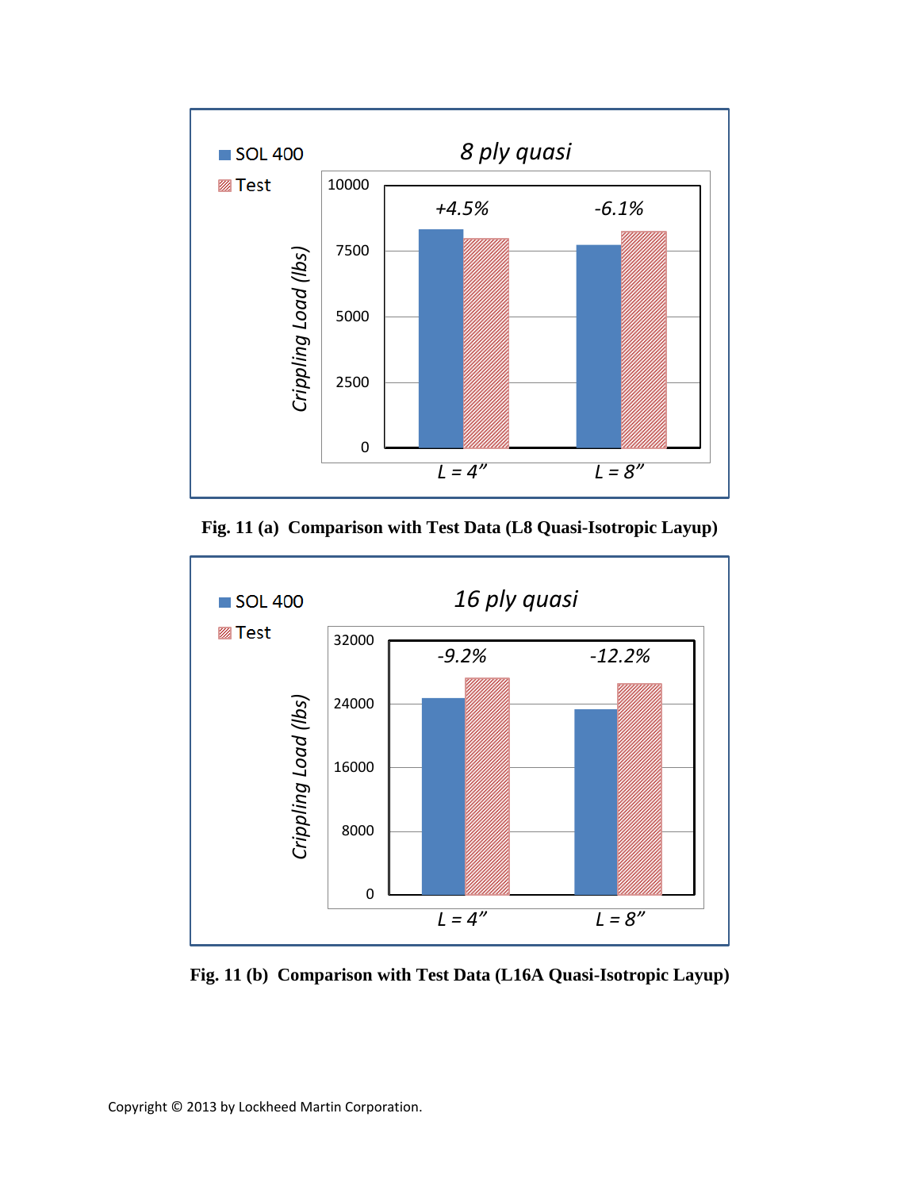Fig. 11 (a) Comparison with Test Data (L8 Quasi-Isotropic Layup)

Fig. 11 (b) Comparison with Test Data (L16A Quasi-Isotropic Layup)

Copyright © 2013 by Lockheed Martin Corporation.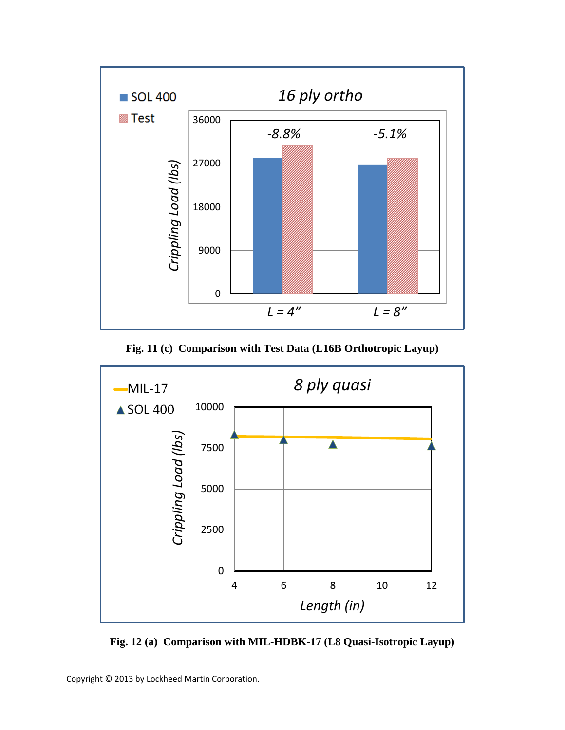Fig. 11 (c) Comparison with Test Data (L16B Orthotropic Layup)

Fig. 12 (a) Comparison with MIL-HDBK-17 (L8 Quasi-Isotropic Layup)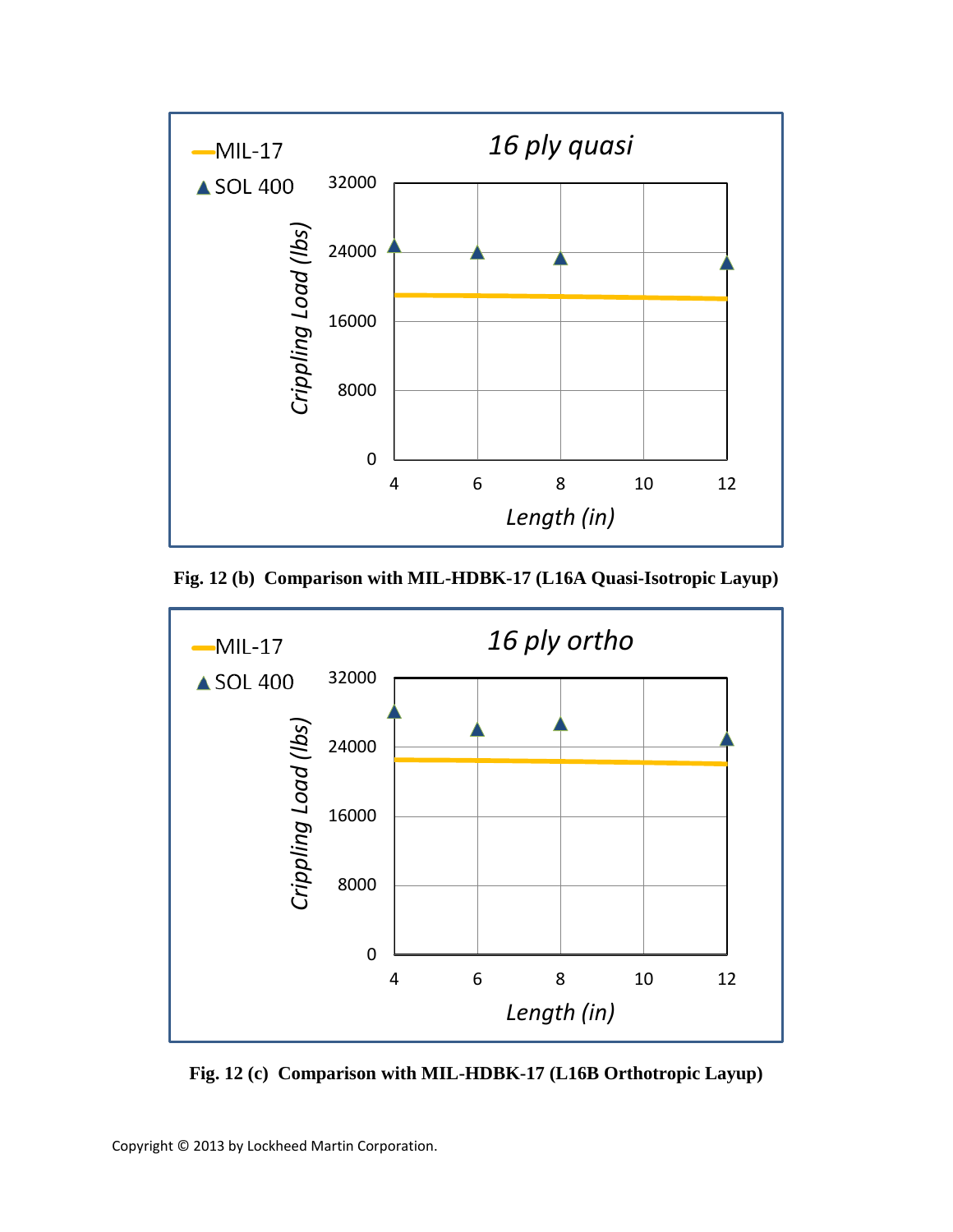Fig. 12 (b) Comparison with MIL-HDBK-17 (L16A Quasi-Isotropic Layup)

Fig. 12 (c) Comparison with MIL-HDBK-17 (L16B Orthotropic Layup)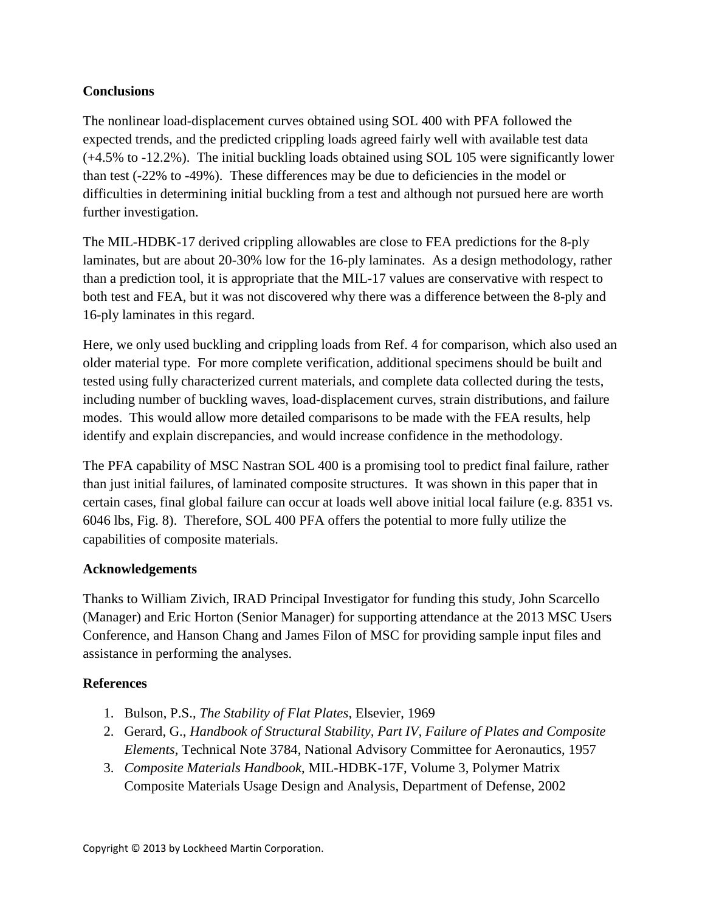## Conclusions

The nonlinear load-displacement curves obtained using SOL 400 with PFA followed the expected trends, and the predicted crippling loads agreed fairly well with available test data (+4.5% to -12.2%). The initial buckling loads obtained using SOL 105 were significantly lower than test (-22% to -49%). These differences may be due to deficiencies in the model or difficulties in determining initial buckling from a test and although not pursued here are worth further investigation.

The MIL-HDBK-17 derived crippling allowables are close to FEA predictions for the 8-ply laminates, but are about 20-30% low for the 16-ply laminates. As a design methodology, rather than a prediction tool, it is appropriate that the MIL-17 values are conservative with respect to both test and FEA, but it was not discovered why there was a difference between the 8-ply and 16-ply laminates in this regard.

Here, we only used buckling and crippling loads from Ref. 4 for comparison, which also used an older material type. For more complete verification, additional specimens should be built and tested using fully characterized current materials, and complete data collected during the tests, including number of buckling waves, load-displacement curves, strain distributions, and failure modes. This would allow more detailed comparisons to be made with the FEA results, help identify and explain discrepancies, and would increase confidence in the methodology.

The PFA capability of MSC Nastran SOL 400 is a promising tool to predict final failure, rather than just initial failures, of laminated composite structures. It was shown in this paper that in certain cases, final global failure can occur at loads well above initial local failure (e.g. 8351 vs. 6046 lbs, Fig. 8). Therefore, SOL 400 PFA offers the potential to more fully utilize the capabilities of composite materials.

## Acknowledgements

Thanks to William Zivich, IRAD Principal Investigator for funding this study, John Scarcello (Manager) and Eric Horton (Senior Manager) for supporting attendance at the 2013 MSC Users Conference, and Hanson Chang and James Filon of MSC for providing sample input files and assistance in performing the analyses.

## References

1. Bulson, P.S., *The Stability of Flat Plates*, Elsevier, 1969
2. Gerard, G., *Handbook of Structural Stability, Part IV, Failure of Plates and Composite Elements*, Technical Note 3784, National Advisory Committee for Aeronautics, 1957
3. *Composite Materials Handbook*, MIL-HDBK-17F, Volume 3, Polymer Matrix Composite Materials Usage Design and Analysis, Department of Defense, 2002

Copyright © 2013 by Lockheed Martin Corporation.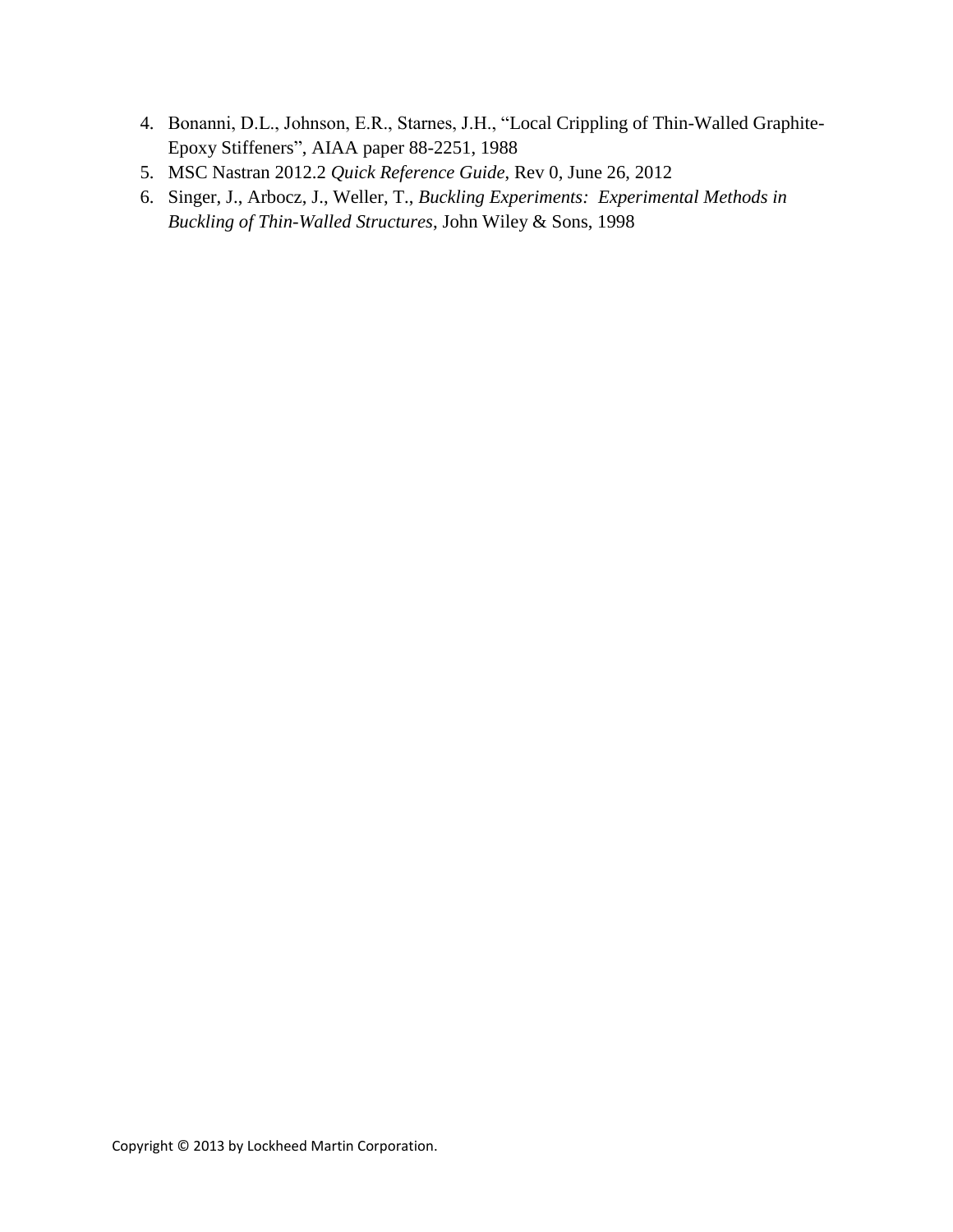4. Bonanni, D.L., Johnson, E.R., Starnes, J.H., "Local Crippling of Thin-Walled Graphite-Epoxy Stiffeners", AIAA paper 88-2251, 1988
5. MSC Nastran 2012.2 *Quick Reference Guide*, Rev 0, June 26, 2012
6. Singer, J., Arbocz, J., Weller, T., *Buckling Experiments: Experimental Methods in Buckling of Thin-Walled Structures*, John Wiley & Sons, 1998

Copyright © 2013 by Lockheed Martin Corporation.